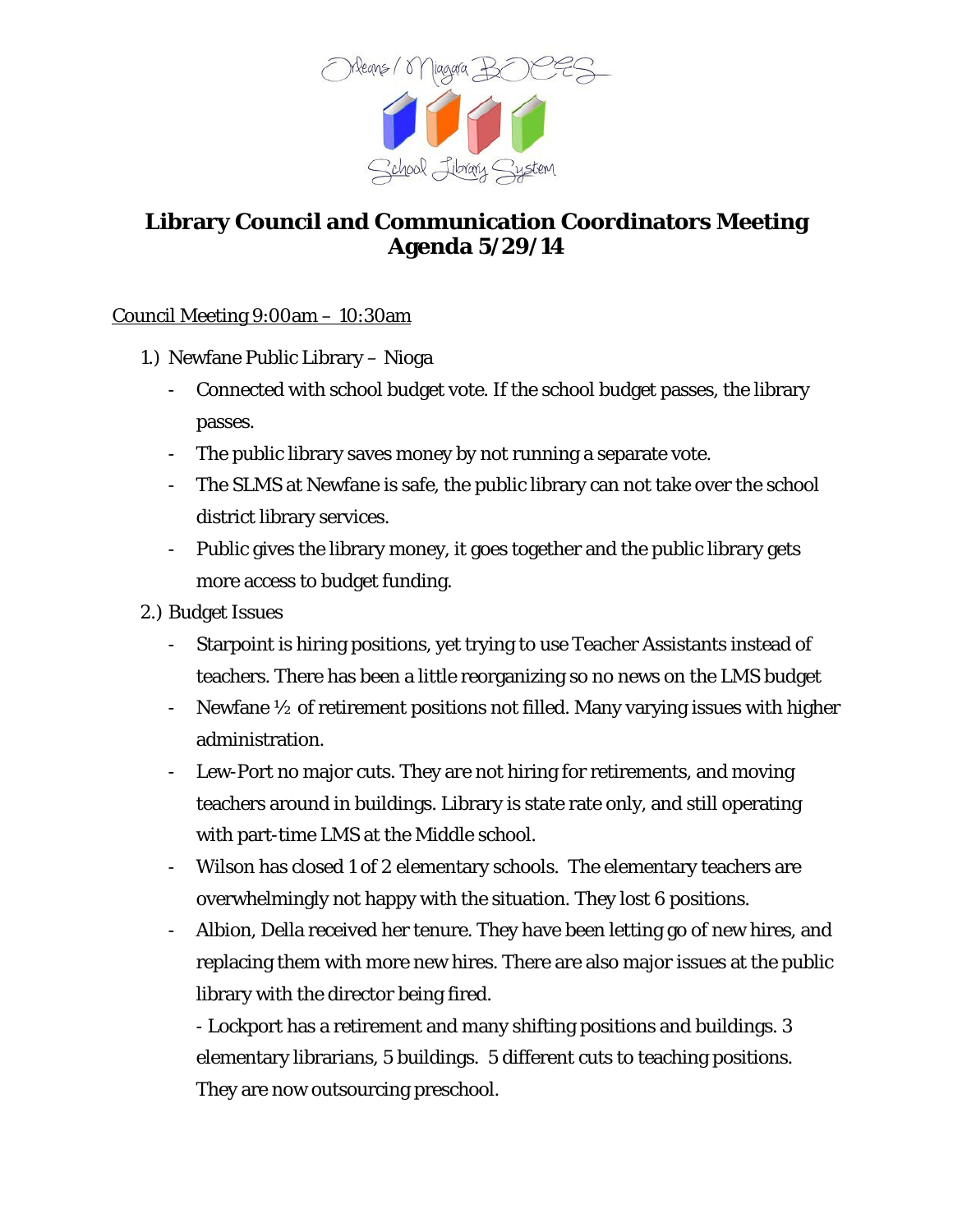Orleans / Niagara BOCES School Library System

# Library Council and Communication Coordinators Meeting Agenda 5/29/14

Council Meeting 9:00am – 10:30am

1.) Newfane Public Library – Nioga
   - Connected with school budget vote. If the school budget passes, the library passes.
   - The public library saves money by not running a separate vote.
   - The SLMS at Newfane is safe, the public library can not take over the school district library services.
   - Public gives the library money, it goes together and the public library gets more access to budget funding.

2.) Budget Issues
   - Starpoint is hiring positions, yet trying to use Teacher Assistants instead of teachers. There has been a little reorganizing so no news on the LMS budget
   - Newfane ½ of retirement positions not filled. Many varying issues with higher administration.
   - Lew-Port no major cuts. They are not hiring for retirements, and moving teachers around in buildings. Library is state rate only, and still operating with part-time LMS at the Middle school.
   - Wilson has closed 1 of 2 elementary schools. The elementary teachers are overwhelmingly not happy with the situation. They lost 6 positions.
   - Albion, Della received her tenure. They have been letting go of new hires, and replacing them with more new hires. There are also major issues at the public library with the director being fired.
   - Lockport has a retirement and many shifting positions and buildings. 3 elementary librarians, 5 buildings. 5 different cuts to teaching positions. They are now outsourcing preschool.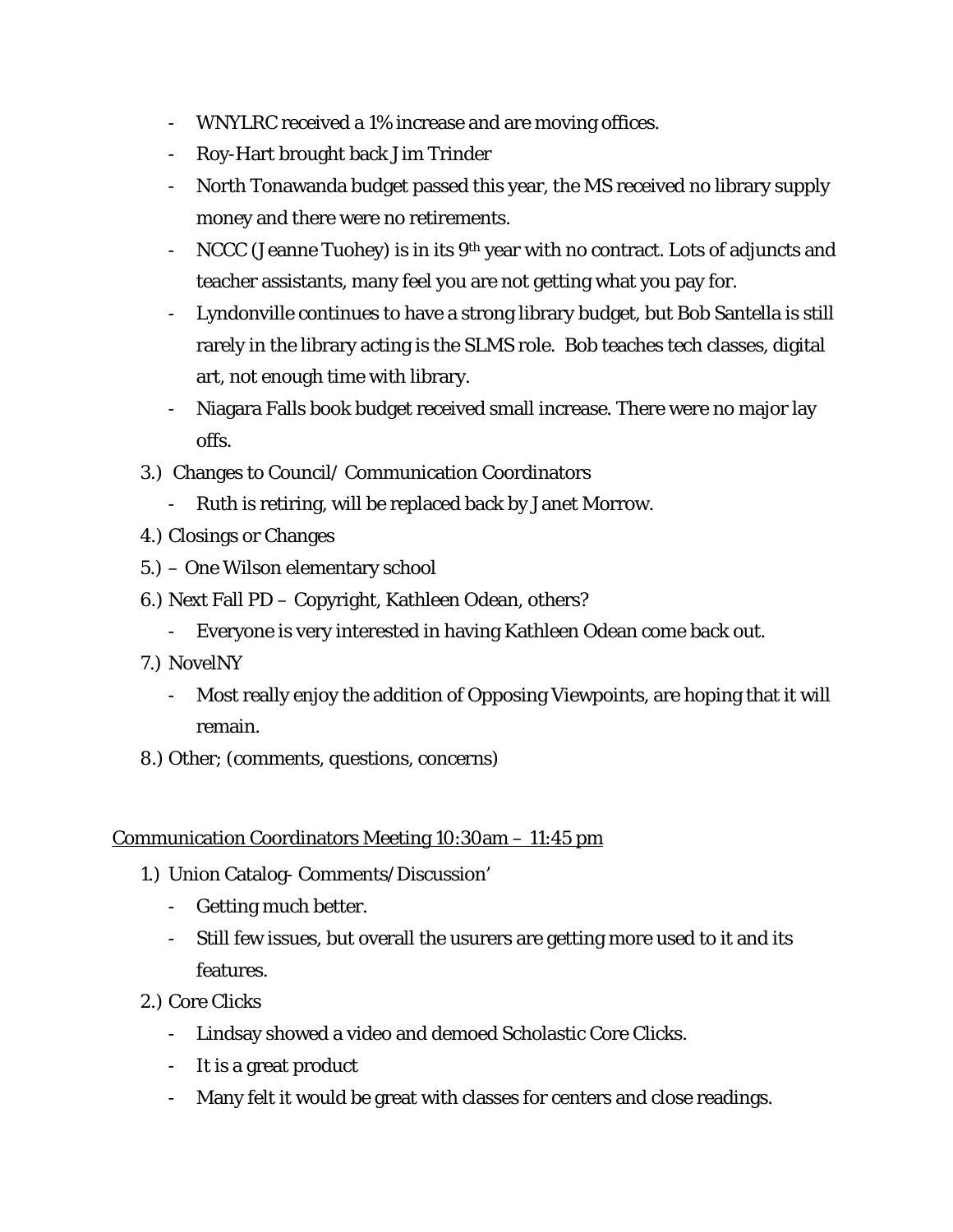- WNYLRC received a 1% increase and are moving offices.
- Roy-Hart brought back Jim Trinder
- North Tonawanda budget passed this year, the MS received no library supply money and there were no retirements.
- NCCC (Jeanne Tuohey) is in its 9th year with no contract. Lots of adjuncts and teacher assistants, many feel you are not getting what you pay for.
- Lyndonville continues to have a strong library budget, but Bob Santella is still rarely in the library acting is the SLMS role.  Bob teaches tech classes, digital art, not enough time with library.
- Niagara Falls book budget received small increase. There were no major lay offs.

3.) Changes to Council/ Communication Coordinators
   - Ruth is retiring, will be replaced back by Janet Morrow.

4.) Closings or Changes

5.) – One Wilson elementary school

6.) Next Fall PD – Copyright, Kathleen Odean, others?
   - Everyone is very interested in having Kathleen Odean come back out.

7.) NovelNY
   - Most really enjoy the addition of Opposing Viewpoints, are hoping that it will remain.

8.) Other; (comments, questions, concerns)

<u>Communication Coordinators Meeting 10:30am – 11:45 pm</u>

1.) Union Catalog- Comments/Discussion'
   - Getting much better.
   - Still few issues, but overall the usurers are getting more used to it and its features.

2.) Core Clicks
   - Lindsay showed a video and demoed Scholastic Core Clicks.
   - It is a great product
   - Many felt it would be great with classes for centers and close readings.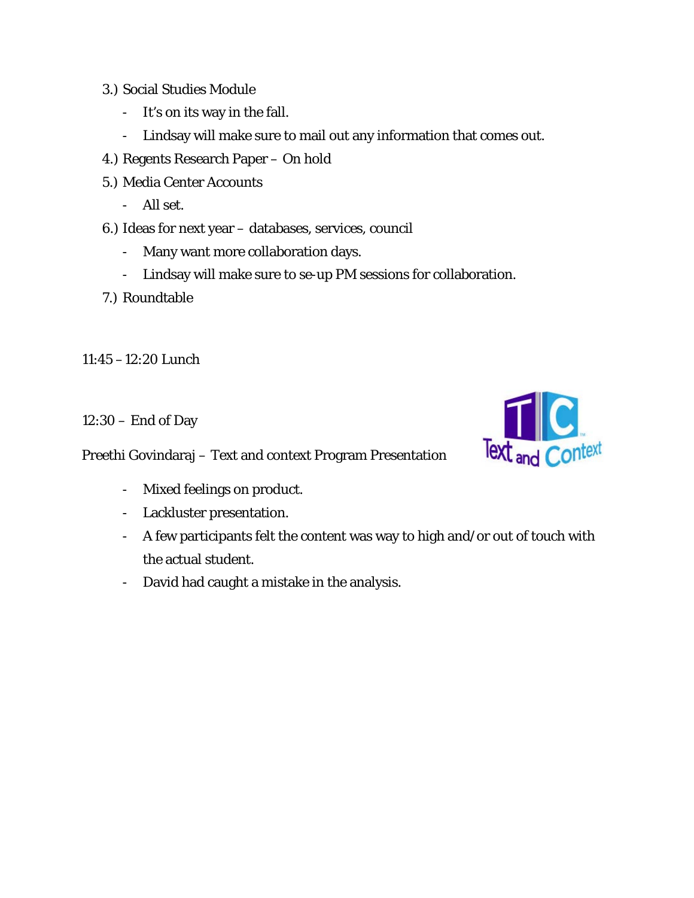3.) Social Studies Module
   - It's on its way in the fall.
   - Lindsay will make sure to mail out any information that comes out.

4.) Regents Research Paper – On hold

5.) Media Center Accounts
   - All set.

6.) Ideas for next year – databases, services, council
   - Many want more collaboration days.
   - Lindsay will make sure to se-up PM sessions for collaboration.

7.) Roundtable

11:45 – 12:20 Lunch

12:30 – End of Day

Preethi Govindaraj – Text and context Program Presentation

- Mixed feelings on product.
- Lackluster presentation.
- A few participants felt the content was way to high and/or out of touch with the actual student.
- David had caught a mistake in the analysis.